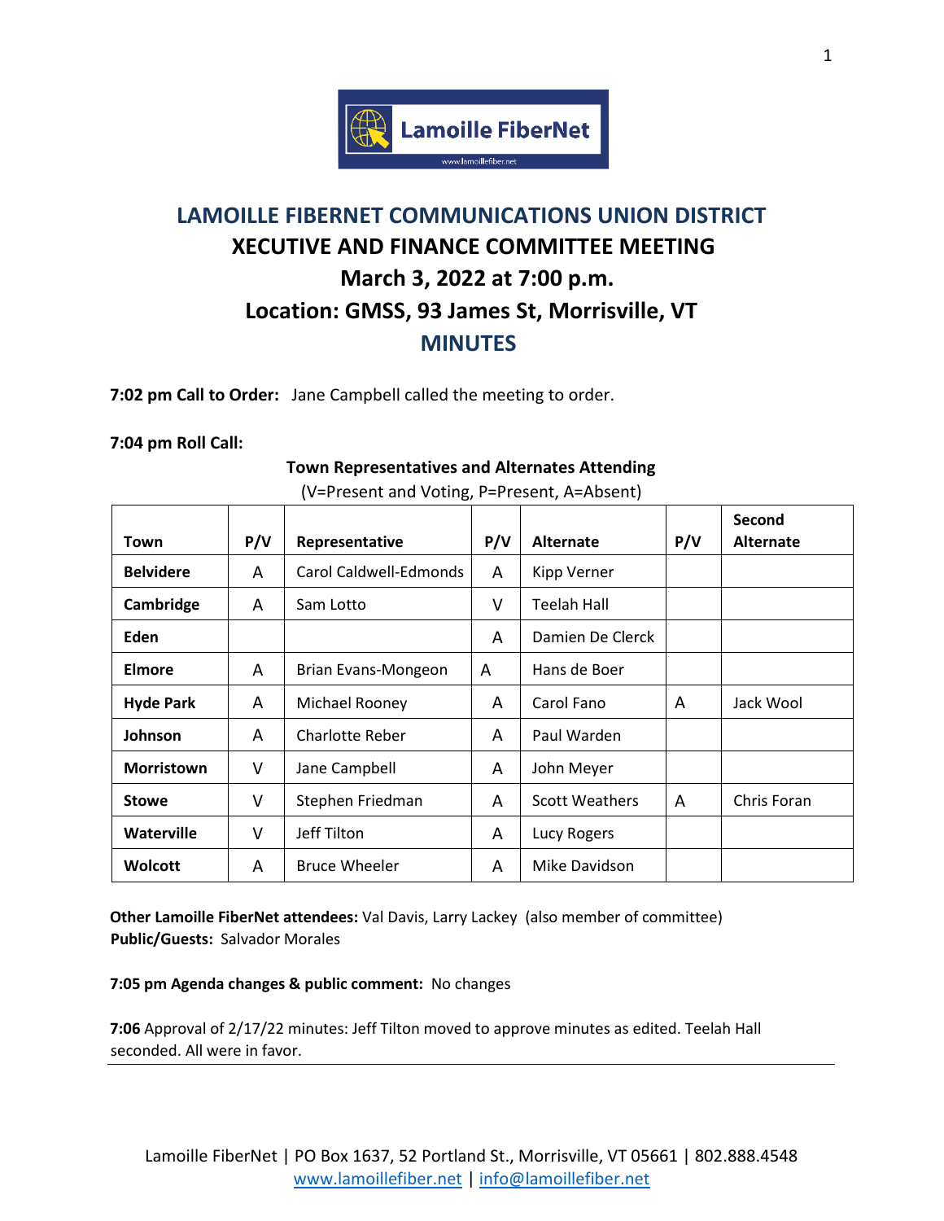# LAMOILLE FIBERNET COMMUNICATIONS UNION DISTRICT

## XECUTIVE AND FINANCE COMMITTEE MEETING

## March 3, 2022 at 7:00 p.m.

## Location: GMSS, 93 James St, Morrisville, VT

## MINUTES

**7:02 pm Call to Order:** Jane Campbell called the meeting to order.

**7:04 pm Roll Call:**

**Town Representatives and Alternates Attending**

(V=Present and Voting, P=Present, A=Absent)

| Town | P/V | Representative | P/V | Alternate | P/V | Second Alternate |
|---|---|---|---|---|---|---|
| **Belvidere** | A | Carol Caldwell-Edmonds | A | Kipp Verner | | |
| **Cambridge** | A | Sam Lotto | V | Teelah Hall | | |
| **Eden** | | | A | Damien De Clerck | | |
| **Elmore** | A | Brian Evans-Mongeon | A | Hans de Boer | | |
| **Hyde Park** | A | Michael Rooney | A | Carol Fano | A | Jack Wool |
| **Johnson** | A | Charlotte Reber | A | Paul Warden | | |
| **Morristown** | V | Jane Campbell | A | John Meyer | | |
| **Stowe** | V | Stephen Friedman | A | Scott Weathers | A | Chris Foran |
| **Waterville** | V | Jeff Tilton | A | Lucy Rogers | | |
| **Wolcott** | A | Bruce Wheeler | A | Mike Davidson | | |

**Other Lamoille FiberNet attendees:** Val Davis, Larry Lackey (also member of committee)
**Public/Guests:** Salvador Morales

**7:05 pm Agenda changes & public comment:** No changes

**7:06** Approval of 2/17/22 minutes: Jeff Tilton moved to approve minutes as edited. Teelah Hall seconded. All were in favor.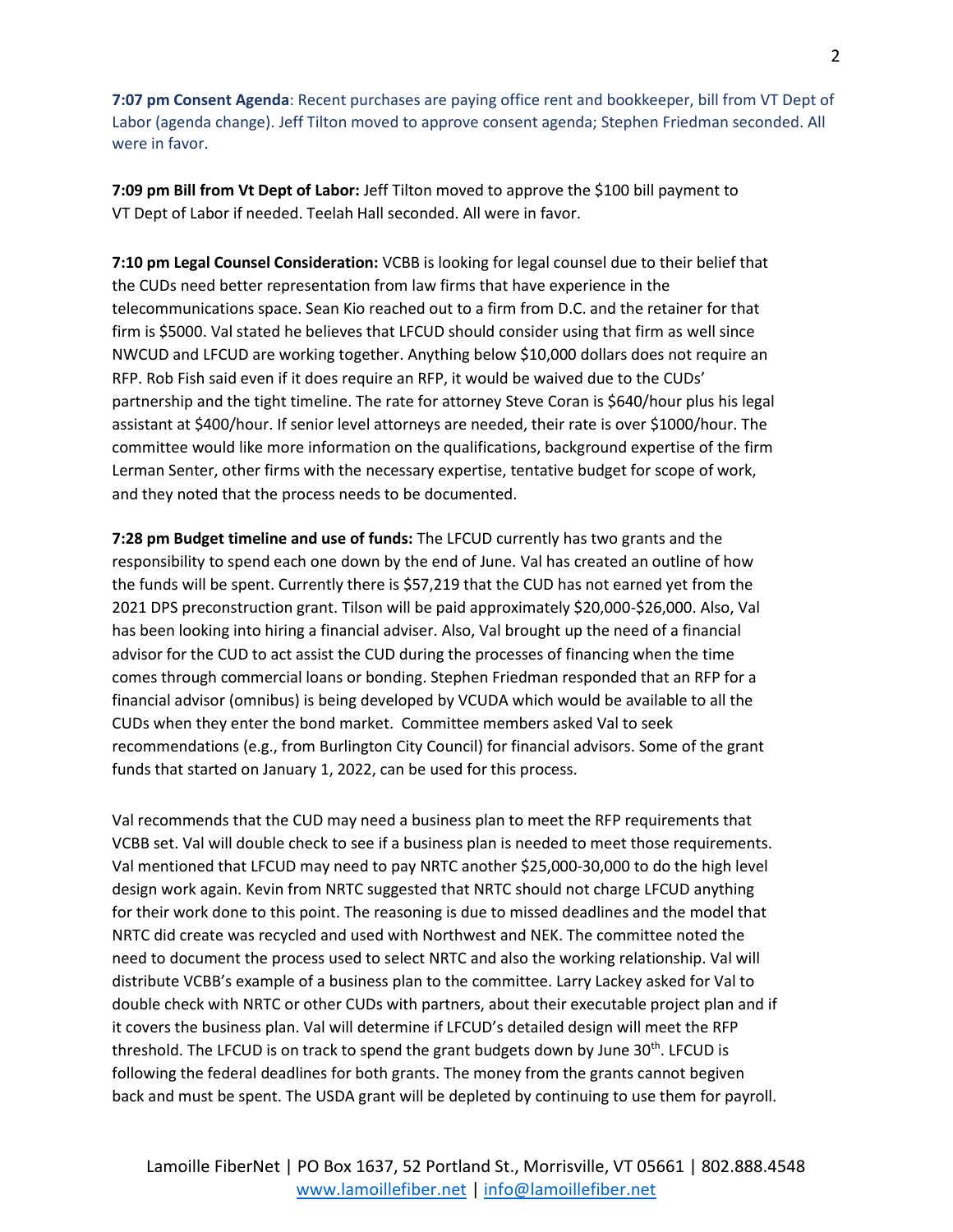**7:07 pm Consent Agenda**: Recent purchases are paying office rent and bookkeeper, bill from VT Dept of Labor (agenda change). Jeff Tilton moved to approve consent agenda; Stephen Friedman seconded. All were in favor.

**7:09 pm Bill from Vt Dept of Labor:** Jeff Tilton moved to approve the $100 bill payment to VT Dept of Labor if needed. Teelah Hall seconded. All were in favor.

**7:10 pm Legal Counsel Consideration:** VCBB is looking for legal counsel due to their belief that the CUDs need better representation from law firms that have experience in the telecommunications space. Sean Kio reached out to a firm from D.C. and the retainer for that firm is $5000. Val stated he believes that LFCUD should consider using that firm as well since NWCUD and LFCUD are working together. Anything below $10,000 dollars does not require an RFP. Rob Fish said even if it does require an RFP, it would be waived due to the CUDs' partnership and the tight timeline. The rate for attorney Steve Coran is $640/hour plus his legal assistant at $400/hour. If senior level attorneys are needed, their rate is over $1000/hour. The committee would like more information on the qualifications, background expertise of the firm Lerman Senter, other firms with the necessary expertise, tentative budget for scope of work, and they noted that the process needs to be documented.

**7:28 pm Budget timeline and use of funds:** The LFCUD currently has two grants and the responsibility to spend each one down by the end of June. Val has created an outline of how the funds will be spent. Currently there is $57,219 that the CUD has not earned yet from the 2021 DPS preconstruction grant. Tilson will be paid approximately $20,000-$26,000. Also, Val has been looking into hiring a financial adviser. Also, Val brought up the need of a financial advisor for the CUD to act assist the CUD during the processes of financing when the time comes through commercial loans or bonding. Stephen Friedman responded that an RFP for a financial advisor (omnibus) is being developed by VCUDA which would be available to all the CUDs when they enter the bond market. Committee members asked Val to seek recommendations (e.g., from Burlington City Council) for financial advisors. Some of the grant funds that started on January 1, 2022, can be used for this process.

Val recommends that the CUD may need a business plan to meet the RFP requirements that VCBB set. Val will double check to see if a business plan is needed to meet those requirements. Val mentioned that LFCUD may need to pay NRTC another $25,000-30,000 to do the high level design work again. Kevin from NRTC suggested that NRTC should not charge LFCUD anything for their work done to this point. The reasoning is due to missed deadlines and the model that NRTC did create was recycled and used with Northwest and NEK. The committee noted the need to document the process used to select NRTC and also the working relationship. Val will distribute VCBB's example of a business plan to the committee. Larry Lackey asked for Val to double check with NRTC or other CUDs with partners, about their executable project plan and if it covers the business plan. Val will determine if LFCUD's detailed design will meet the RFP threshold. The LFCUD is on track to spend the grant budgets down by June 30th. LFCUD is following the federal deadlines for both grants. The money from the grants cannot begiven back and must be spent. The USDA grant will be depleted by continuing to use them for payroll.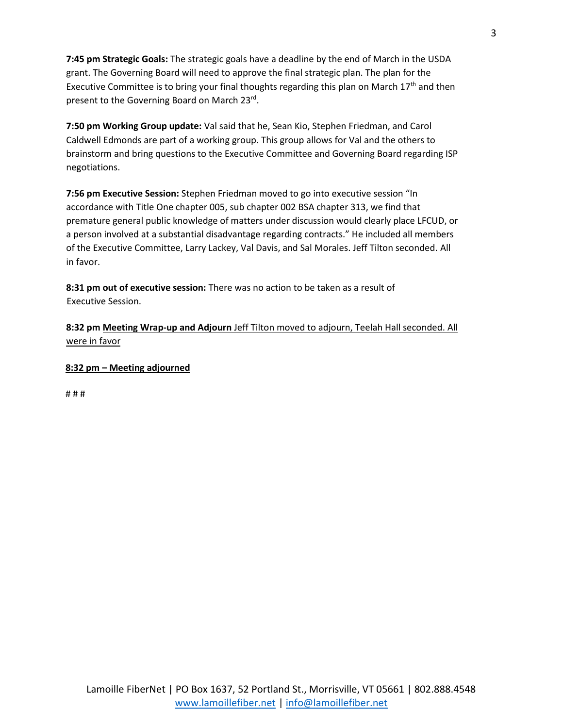**7:45 pm Strategic Goals:** The strategic goals have a deadline by the end of March in the USDA grant. The Governing Board will need to approve the final strategic plan. The plan for the Executive Committee is to bring your final thoughts regarding this plan on March 17th and then present to the Governing Board on March 23rd.

**7:50 pm Working Group update:** Val said that he, Sean Kio, Stephen Friedman, and Carol Caldwell Edmonds are part of a working group. This group allows for Val and the others to brainstorm and bring questions to the Executive Committee and Governing Board regarding ISP negotiations.

**7:56 pm Executive Session:** Stephen Friedman moved to go into executive session "In accordance with Title One chapter 005, sub chapter 002 BSA chapter 313, we find that premature general public knowledge of matters under discussion would clearly place LFCUD, or a person involved at a substantial disadvantage regarding contracts." He included all members of the Executive Committee, Larry Lackey, Val Davis, and Sal Morales. Jeff Tilton seconded. All in favor.

**8:31 pm out of executive session:** There was no action to be taken as a result of Executive Session.

**8:32 pm <u>Meeting Wrap-up and Adjourn</u>** <u>Jeff Tilton moved to adjourn, Teelah Hall seconded. All were in favor</u>

**<u>8:32 pm – Meeting adjourned</u>**

# # #

Lamoille FiberNet | PO Box 1637, 52 Portland St., Morrisville, VT 05661 | 802.888.4548
www.lamoillefiber.net | info@lamoillefiber.net